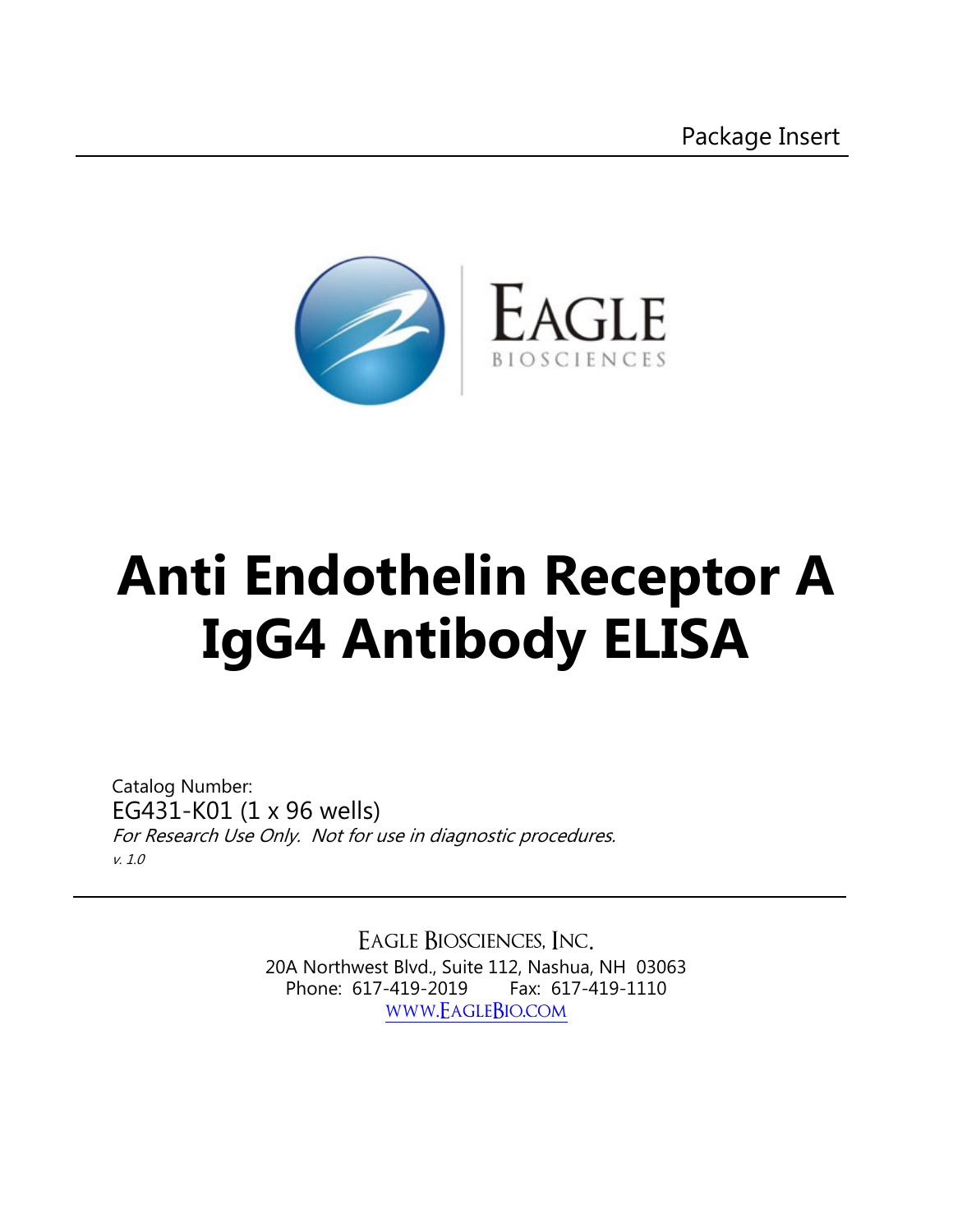Package Insert

EAGLE
BIOSCIENCES

# Anti Endothelin Receptor A IgG4 Antibody ELISA

Catalog Number:
EG431-K01 (1 x 96 wells)
*For Research Use Only. Not for use in diagnostic procedures.*
*v. 1.0*

EAGLE BIOSCIENCES, INC.
20A Northwest Blvd., Suite 112, Nashua, NH 03063
Phone: 617-419-2019 Fax: 617-419-1110
WWW.EAGLEBIO.COM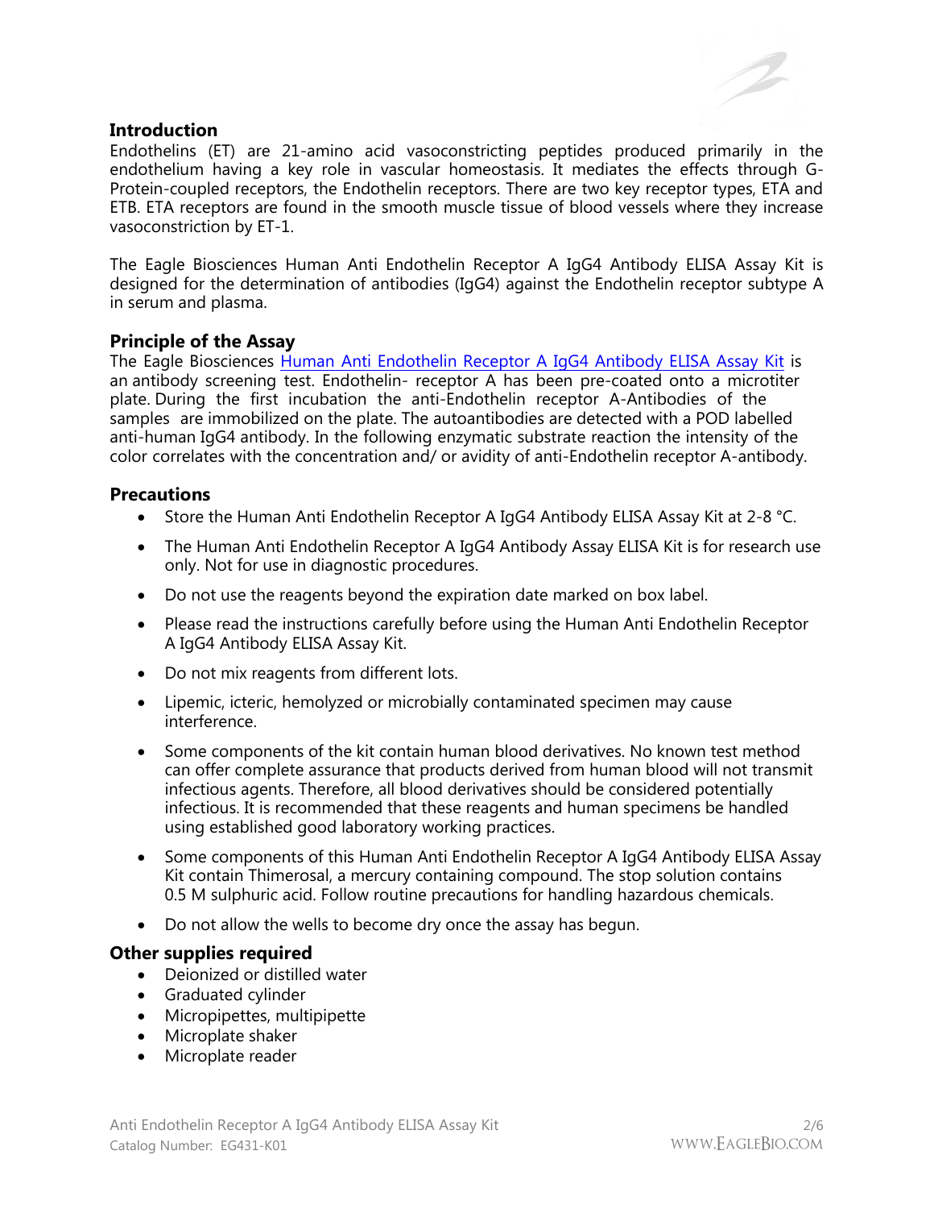## Introduction

Endothelins (ET) are 21-amino acid vasoconstricting peptides produced primarily in the endothelium having a key role in vascular homeostasis. It mediates the effects through G-Protein-coupled receptors, the Endothelin receptors. There are two key receptor types, ETA and ETB. ETA receptors are found in the smooth muscle tissue of blood vessels where they increase vasoconstriction by ET-1.

The Eagle Biosciences Human Anti Endothelin Receptor A IgG4 Antibody ELISA Assay Kit is designed for the determination of antibodies (IgG4) against the Endothelin receptor subtype A in serum and plasma.

## Principle of the Assay

The Eagle Biosciences Human Anti Endothelin Receptor A IgG4 Antibody ELISA Assay Kit is an antibody screening test. Endothelin- receptor A has been pre-coated onto a microtiter plate. During the first incubation the anti-Endothelin receptor A-Antibodies of the samples are immobilized on the plate. The autoantibodies are detected with a POD labelled anti-human IgG4 antibody. In the following enzymatic substrate reaction the intensity of the color correlates with the concentration and/ or avidity of anti-Endothelin receptor A-antibody.

## Precautions

- Store the Human Anti Endothelin Receptor A IgG4 Antibody ELISA Assay Kit at 2-8 °C.
- The Human Anti Endothelin Receptor A IgG4 Antibody Assay ELISA Kit is for research use only. Not for use in diagnostic procedures.
- Do not use the reagents beyond the expiration date marked on box label.
- Please read the instructions carefully before using the Human Anti Endothelin Receptor A IgG4 Antibody ELISA Assay Kit.
- Do not mix reagents from different lots.
- Lipemic, icteric, hemolyzed or microbially contaminated specimen may cause interference.
- Some components of the kit contain human blood derivatives. No known test method can offer complete assurance that products derived from human blood will not transmit infectious agents. Therefore, all blood derivatives should be considered potentially infectious. It is recommended that these reagents and human specimens be handled using established good laboratory working practices.
- Some components of this Human Anti Endothelin Receptor A IgG4 Antibody ELISA Assay Kit contain Thimerosal, a mercury containing compound. The stop solution contains 0.5 M sulphuric acid. Follow routine precautions for handling hazardous chemicals.
- Do not allow the wells to become dry once the assay has begun.

## Other supplies required

- Deionized or distilled water
- Graduated cylinder
- Micropipettes, multipipette
- Microplate shaker
- Microplate reader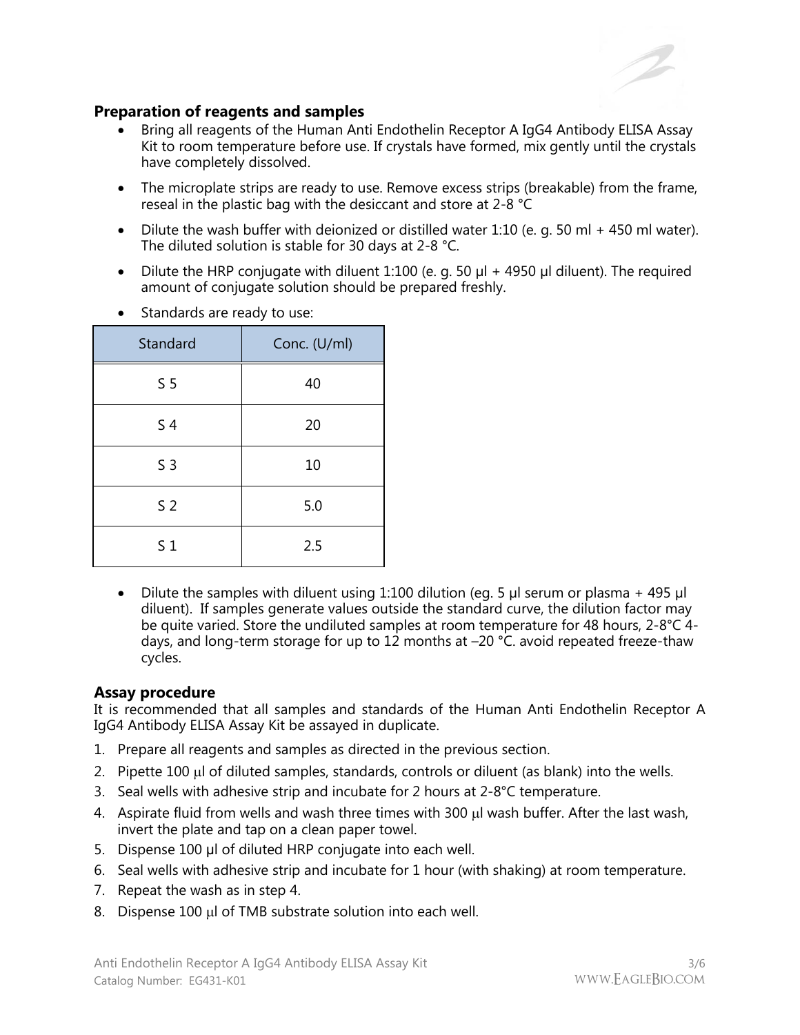## Preparation of reagents and samples

- Bring all reagents of the Human Anti Endothelin Receptor A IgG4 Antibody ELISA Assay Kit to room temperature before use. If crystals have formed, mix gently until the crystals have completely dissolved.
- The microplate strips are ready to use. Remove excess strips (breakable) from the frame, reseal in the plastic bag with the desiccant and store at 2-8 °C
- Dilute the wash buffer with deionized or distilled water 1:10 (e. g. 50 ml + 450 ml water). The diluted solution is stable for 30 days at 2-8 °C.
- Dilute the HRP conjugate with diluent 1:100 (e. g. 50 µl + 4950 µl diluent). The required amount of conjugate solution should be prepared freshly.
- Standards are ready to use:

| Standard | Conc. (U/ml) |
|---|---|
| S 5 | 40 |
| S 4 | 20 |
| S 3 | 10 |
| S 2 | 5.0 |
| S 1 | 2.5 |

- Dilute the samples with diluent using 1:100 dilution (eg. 5 µl serum or plasma + 495 µl diluent). If samples generate values outside the standard curve, the dilution factor may be quite varied. Store the undiluted samples at room temperature for 48 hours, 2-8°C 4-days, and long-term storage for up to 12 months at –20 °C. avoid repeated freeze-thaw cycles.

## Assay procedure

It is recommended that all samples and standards of the Human Anti Endothelin Receptor A IgG4 Antibody ELISA Assay Kit be assayed in duplicate.

1. Prepare all reagents and samples as directed in the previous section.
2. Pipette 100 µl of diluted samples, standards, controls or diluent (as blank) into the wells.
3. Seal wells with adhesive strip and incubate for 2 hours at 2-8°C temperature.
4. Aspirate fluid from wells and wash three times with 300 µl wash buffer. After the last wash, invert the plate and tap on a clean paper towel.
5. Dispense 100 µl of diluted HRP conjugate into each well.
6. Seal wells with adhesive strip and incubate for 1 hour (with shaking) at room temperature.
7. Repeat the wash as in step 4.
8. Dispense 100 µl of TMB substrate solution into each well.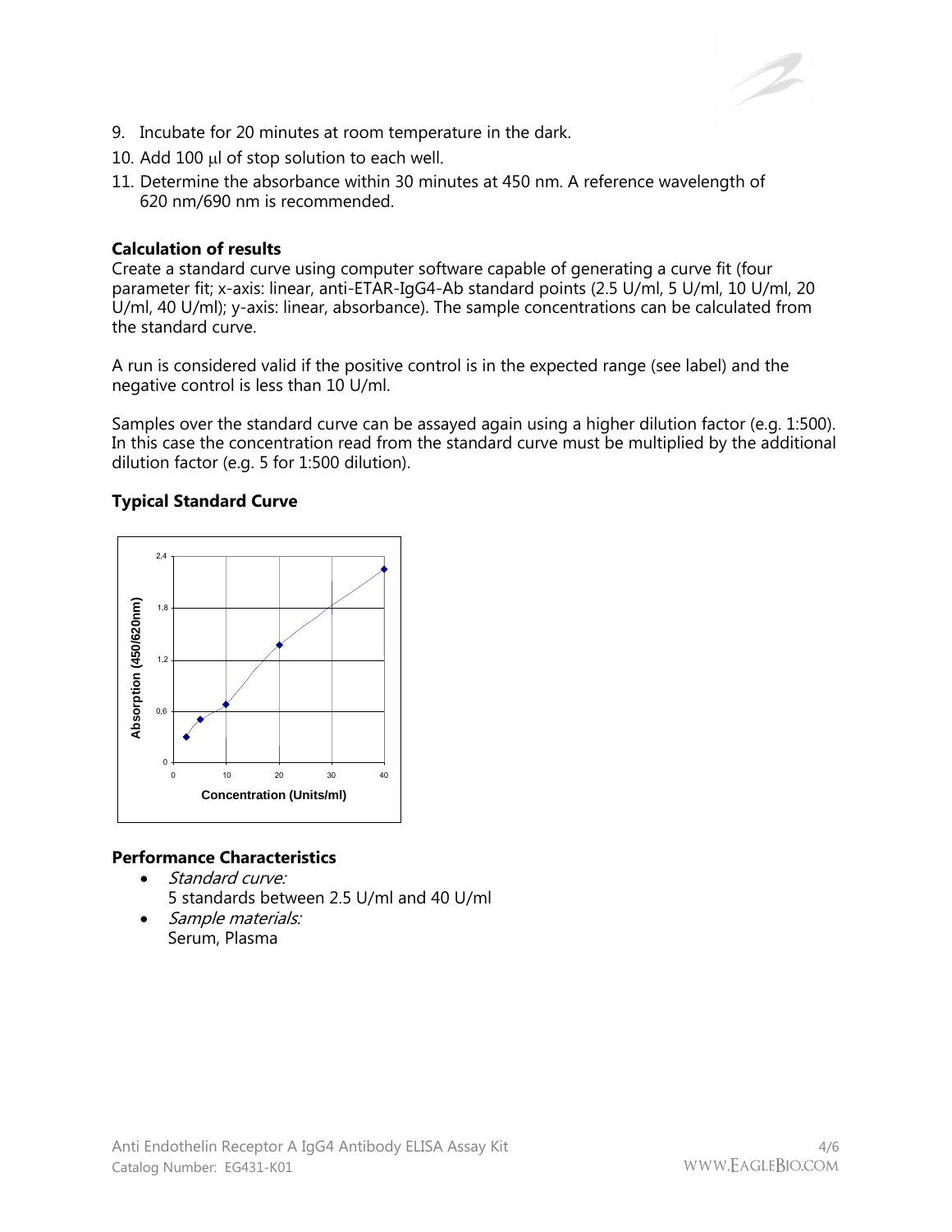9. Incubate for 20 minutes at room temperature in the dark.
10. Add 100 µl of stop solution to each well.
11. Determine the absorbance within 30 minutes at 450 nm. A reference wavelength of 620 nm/690 nm is recommended.

### Calculation of results

Create a standard curve using computer software capable of generating a curve fit (four parameter fit; x-axis: linear, anti-ETAR-IgG4-Ab standard points (2.5 U/ml, 5 U/ml, 10 U/ml, 20 U/ml, 40 U/ml); y-axis: linear, absorbance). The sample concentrations can be calculated from the standard curve.

A run is considered valid if the positive control is in the expected range (see label) and the negative control is less than 10 U/ml.

Samples over the standard curve can be assayed again using a higher dilution factor (e.g. 1:500). In this case the concentration read from the standard curve must be multiplied by the additional dilution factor (e.g. 5 for 1:500 dilution).

### Typical Standard Curve

### Performance Characteristics

- *Standard curve:*
  5 standards between 2.5 U/ml and 40 U/ml
- *Sample materials:*
  Serum, Plasma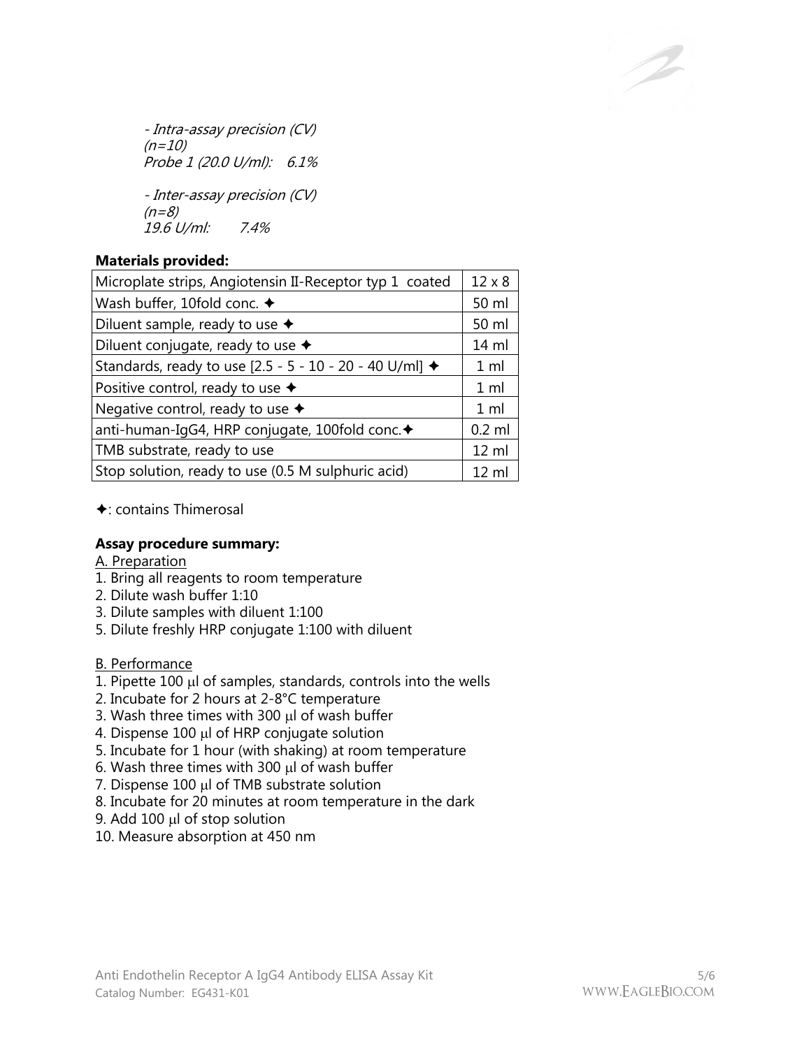*- Intra-assay precision (CV)*
*(n=10)*
*Probe 1 (20.0 U/ml): 6.1%*

*- Inter-assay precision (CV)*
*(n=8)*
*19.6 U/ml: 7.4%*

**Materials provided:**

| Microplate strips, Angiotensin II-Receptor typ 1 coated | 12 x 8 |
|---|---|
| Wash buffer, 10fold conc. ✦ | 50 ml |
| Diluent sample, ready to use ✦ | 50 ml |
| Diluent conjugate, ready to use ✦ | 14 ml |
| Standards, ready to use [2.5 - 5 - 10 - 20 - 40 U/ml] ✦ | 1 ml |
| Positive control, ready to use ✦ | 1 ml |
| Negative control, ready to use ✦ | 1 ml |
| anti-human-IgG4, HRP conjugate, 100fold conc.✦ | 0.2 ml |
| TMB substrate, ready to use | 12 ml |
| Stop solution, ready to use (0.5 M sulphuric acid) | 12 ml |

✦: contains Thimerosal

**Assay procedure summary:**

A. Preparation
1. Bring all reagents to room temperature
2. Dilute wash buffer 1:10
3. Dilute samples with diluent 1:100
5. Dilute freshly HRP conjugate 1:100 with diluent

B. Performance
1. Pipette 100 µl of samples, standards, controls into the wells
2. Incubate for 2 hours at 2-8°C temperature
3. Wash three times with 300 µl of wash buffer
4. Dispense 100 µl of HRP conjugate solution
5. Incubate for 1 hour (with shaking) at room temperature
6. Wash three times with 300 µl of wash buffer
7. Dispense 100 µl of TMB substrate solution
8. Incubate for 20 minutes at room temperature in the dark
9. Add 100 µl of stop solution
10. Measure absorption at 450 nm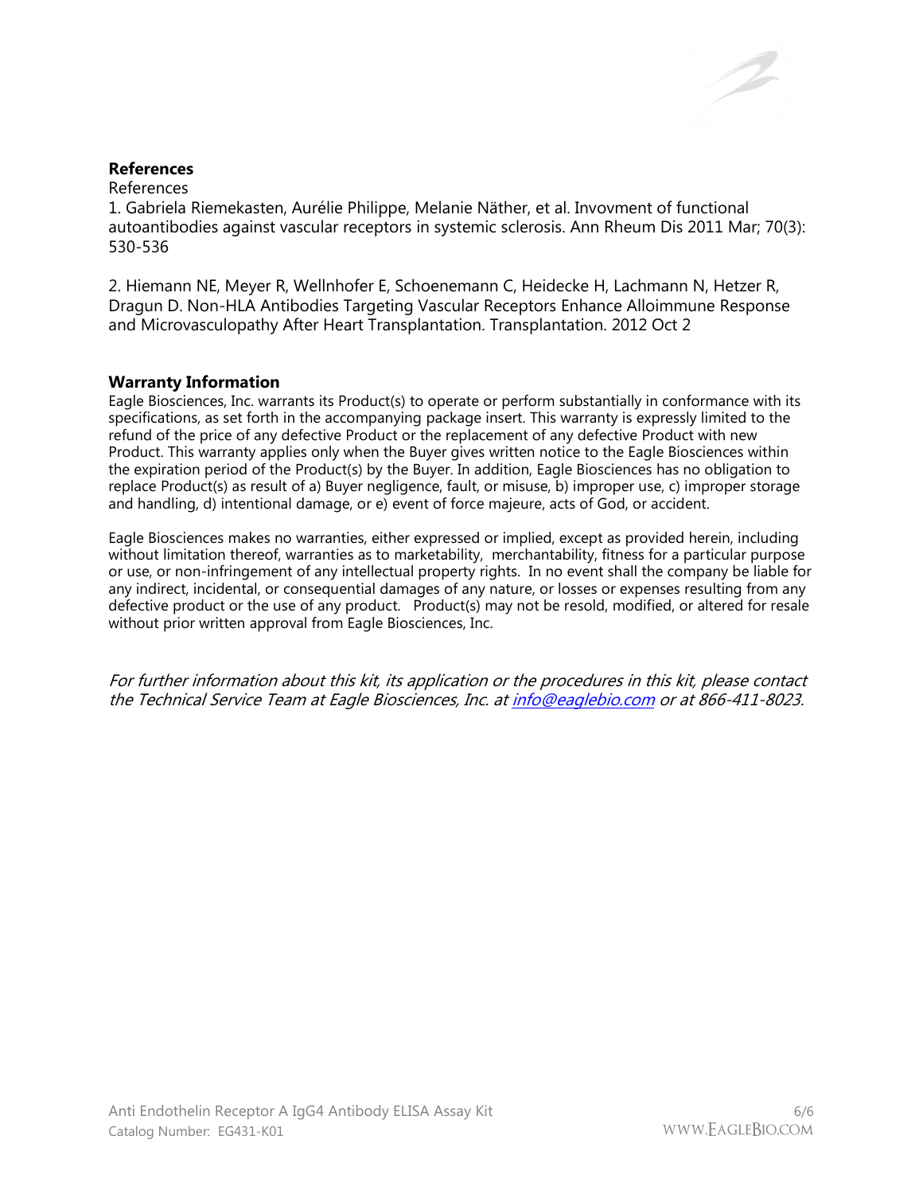**References**

References

1. Gabriela Riemekasten, Aurélie Philippe, Melanie Näther, et al. Invovment of functional autoantibodies against vascular receptors in systemic sclerosis. Ann Rheum Dis 2011 Mar; 70(3): 530-536

2. Hiemann NE, Meyer R, Wellnhofer E, Schoenemann C, Heidecke H, Lachmann N, Hetzer R, Dragun D. Non-HLA Antibodies Targeting Vascular Receptors Enhance Alloimmune Response and Microvasculopathy After Heart Transplantation. Transplantation. 2012 Oct 2

**Warranty Information**

Eagle Biosciences, Inc. warrants its Product(s) to operate or perform substantially in conformance with its specifications, as set forth in the accompanying package insert. This warranty is expressly limited to the refund of the price of any defective Product or the replacement of any defective Product with new Product. This warranty applies only when the Buyer gives written notice to the Eagle Biosciences within the expiration period of the Product(s) by the Buyer. In addition, Eagle Biosciences has no obligation to replace Product(s) as result of a) Buyer negligence, fault, or misuse, b) improper use, c) improper storage and handling, d) intentional damage, or e) event of force majeure, acts of God, or accident.

Eagle Biosciences makes no warranties, either expressed or implied, except as provided herein, including without limitation thereof, warranties as to marketability, merchantability, fitness for a particular purpose or use, or non-infringement of any intellectual property rights. In no event shall the company be liable for any indirect, incidental, or consequential damages of any nature, or losses or expenses resulting from any defective product or the use of any product. Product(s) may not be resold, modified, or altered for resale without prior written approval from Eagle Biosciences, Inc.

*For further information about this kit, its application or the procedures in this kit, please contact the Technical Service Team at Eagle Biosciences, Inc. at info@eaglebio.com or at 866-411-8023.*